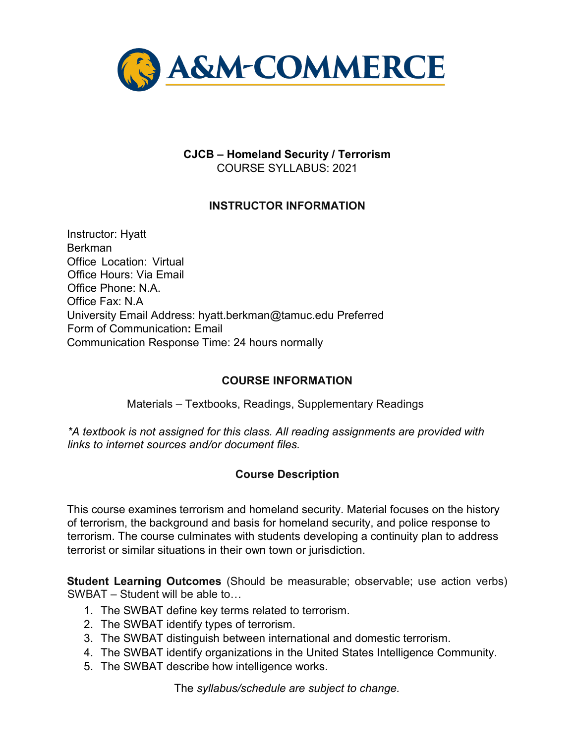**CJCB – Homeland Security / Terrorism**
COURSE SYLLABUS: 2021

## INSTRUCTOR INFORMATION

Instructor: Hyatt Berkman
Office Location: Virtual
Office Hours: Via Email
Office Phone: N.A.
Office Fax: N.A
University Email Address: hyatt.berkman@tamuc.edu Preferred
Form of Communication**:** Email
Communication Response Time: 24 hours normally

## COURSE INFORMATION

Materials – Textbooks, Readings, Supplementary Readings

*\*A textbook is not assigned for this class. All reading assignments are provided with links to internet sources and/or document files.*

### Course Description

This course examines terrorism and homeland security. Material focuses on the history of terrorism, the background and basis for homeland security, and police response to terrorism. The course culminates with students developing a continuity plan to address terrorist or similar situations in their own town or jurisdiction.

**Student Learning Outcomes** (Should be measurable; observable; use action verbs) SWBAT – Student will be able to…

1. The SWBAT define key terms related to terrorism.
2. The SWBAT identify types of terrorism.
3. The SWBAT distinguish between international and domestic terrorism.
4. The SWBAT identify organizations in the United States Intelligence Community.
5. The SWBAT describe how intelligence works.

The *syllabus/schedule are subject to change.*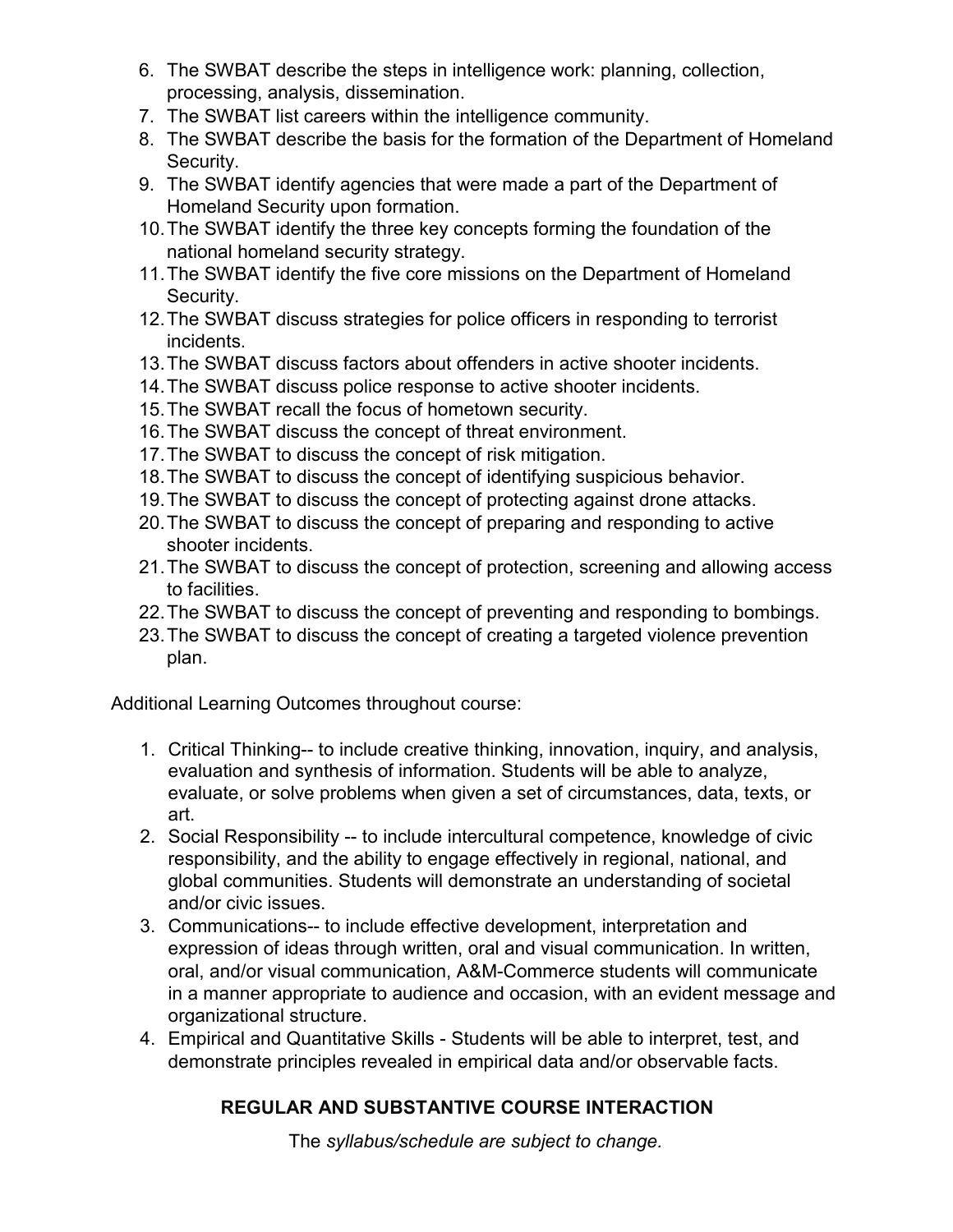6. The SWBAT describe the steps in intelligence work: planning, collection, processing, analysis, dissemination.
7. The SWBAT list careers within the intelligence community.
8. The SWBAT describe the basis for the formation of the Department of Homeland Security.
9. The SWBAT identify agencies that were made a part of the Department of Homeland Security upon formation.
10. The SWBAT identify the three key concepts forming the foundation of the national homeland security strategy.
11. The SWBAT identify the five core missions on the Department of Homeland Security.
12. The SWBAT discuss strategies for police officers in responding to terrorist incidents.
13. The SWBAT discuss factors about offenders in active shooter incidents.
14. The SWBAT discuss police response to active shooter incidents.
15. The SWBAT recall the focus of hometown security.
16. The SWBAT discuss the concept of threat environment.
17. The SWBAT to discuss the concept of risk mitigation.
18. The SWBAT to discuss the concept of identifying suspicious behavior.
19. The SWBAT to discuss the concept of protecting against drone attacks.
20. The SWBAT to discuss the concept of preparing and responding to active shooter incidents.
21. The SWBAT to discuss the concept of protection, screening and allowing access to facilities.
22. The SWBAT to discuss the concept of preventing and responding to bombings.
23. The SWBAT to discuss the concept of creating a targeted violence prevention plan.

Additional Learning Outcomes throughout course:

1. Critical Thinking-- to include creative thinking, innovation, inquiry, and analysis, evaluation and synthesis of information. Students will be able to analyze, evaluate, or solve problems when given a set of circumstances, data, texts, or art.
2. Social Responsibility -- to include intercultural competence, knowledge of civic responsibility, and the ability to engage effectively in regional, national, and global communities. Students will demonstrate an understanding of societal and/or civic issues.
3. Communications-- to include effective development, interpretation and expression of ideas through written, oral and visual communication. In written, oral, and/or visual communication, A&M-Commerce students will communicate in a manner appropriate to audience and occasion, with an evident message and organizational structure.
4. Empirical and Quantitative Skills - Students will be able to interpret, test, and demonstrate principles revealed in empirical data and/or observable facts.

## REGULAR AND SUBSTANTIVE COURSE INTERACTION

The *syllabus/schedule are subject to change.*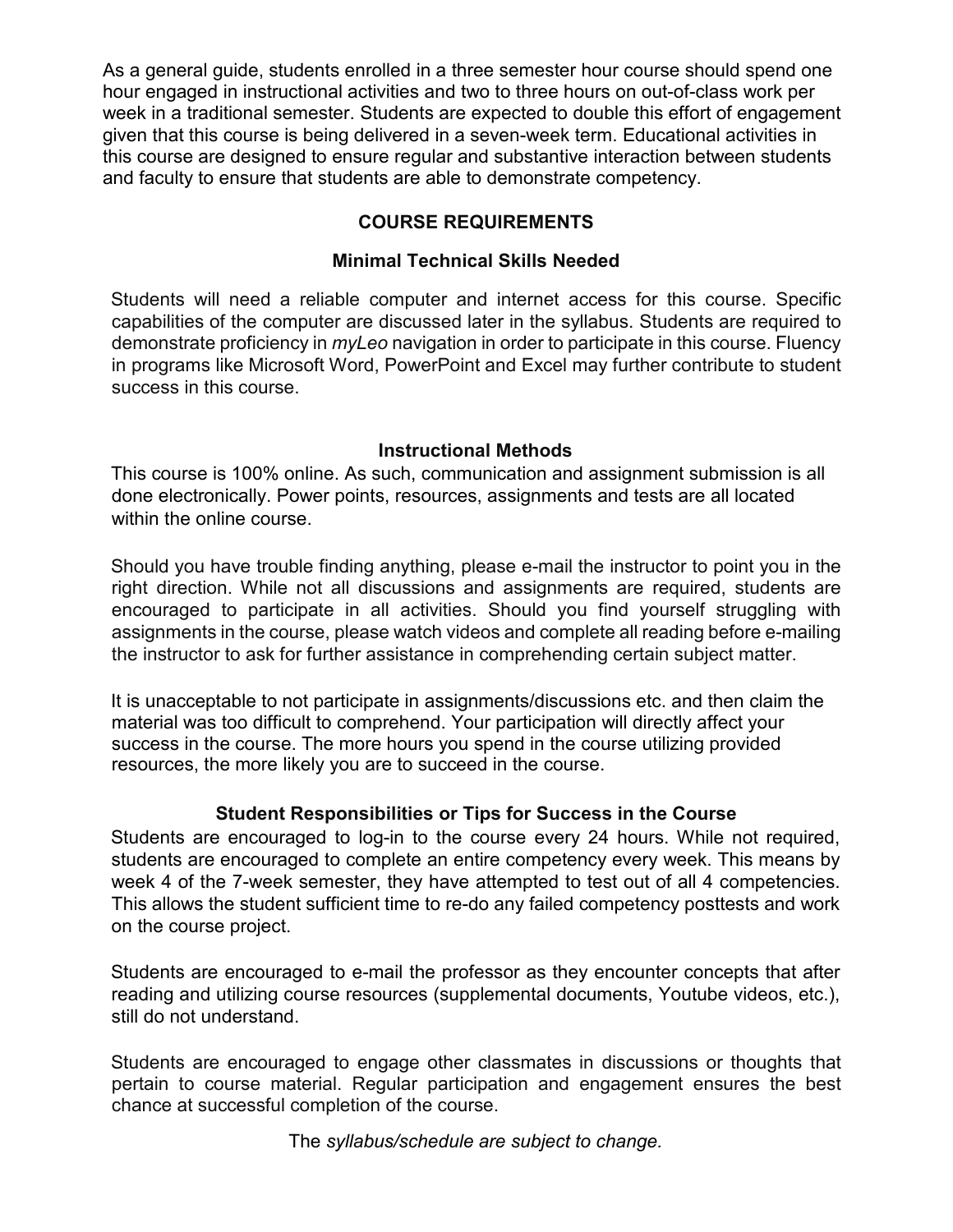As a general guide, students enrolled in a three semester hour course should spend one hour engaged in instructional activities and two to three hours on out-of-class work per week in a traditional semester. Students are expected to double this effort of engagement given that this course is being delivered in a seven-week term. Educational activities in this course are designed to ensure regular and substantive interaction between students and faculty to ensure that students are able to demonstrate competency.

## COURSE REQUIREMENTS

### Minimal Technical Skills Needed

Students will need a reliable computer and internet access for this course. Specific capabilities of the computer are discussed later in the syllabus. Students are required to demonstrate proficiency in *myLeo* navigation in order to participate in this course. Fluency in programs like Microsoft Word, PowerPoint and Excel may further contribute to student success in this course.

### Instructional Methods

This course is 100% online. As such, communication and assignment submission is all done electronically. Power points, resources, assignments and tests are all located within the online course.

Should you have trouble finding anything, please e-mail the instructor to point you in the right direction. While not all discussions and assignments are required, students are encouraged to participate in all activities. Should you find yourself struggling with assignments in the course, please watch videos and complete all reading before e-mailing the instructor to ask for further assistance in comprehending certain subject matter.

It is unacceptable to not participate in assignments/discussions etc. and then claim the material was too difficult to comprehend. Your participation will directly affect your success in the course. The more hours you spend in the course utilizing provided resources, the more likely you are to succeed in the course.

### Student Responsibilities or Tips for Success in the Course

Students are encouraged to log-in to the course every 24 hours. While not required, students are encouraged to complete an entire competency every week. This means by week 4 of the 7-week semester, they have attempted to test out of all 4 competencies. This allows the student sufficient time to re-do any failed competency posttests and work on the course project.

Students are encouraged to e-mail the professor as they encounter concepts that after reading and utilizing course resources (supplemental documents, Youtube videos, etc.), still do not understand.

Students are encouraged to engage other classmates in discussions or thoughts that pertain to course material. Regular participation and engagement ensures the best chance at successful completion of the course.

The *syllabus/schedule are subject to change.*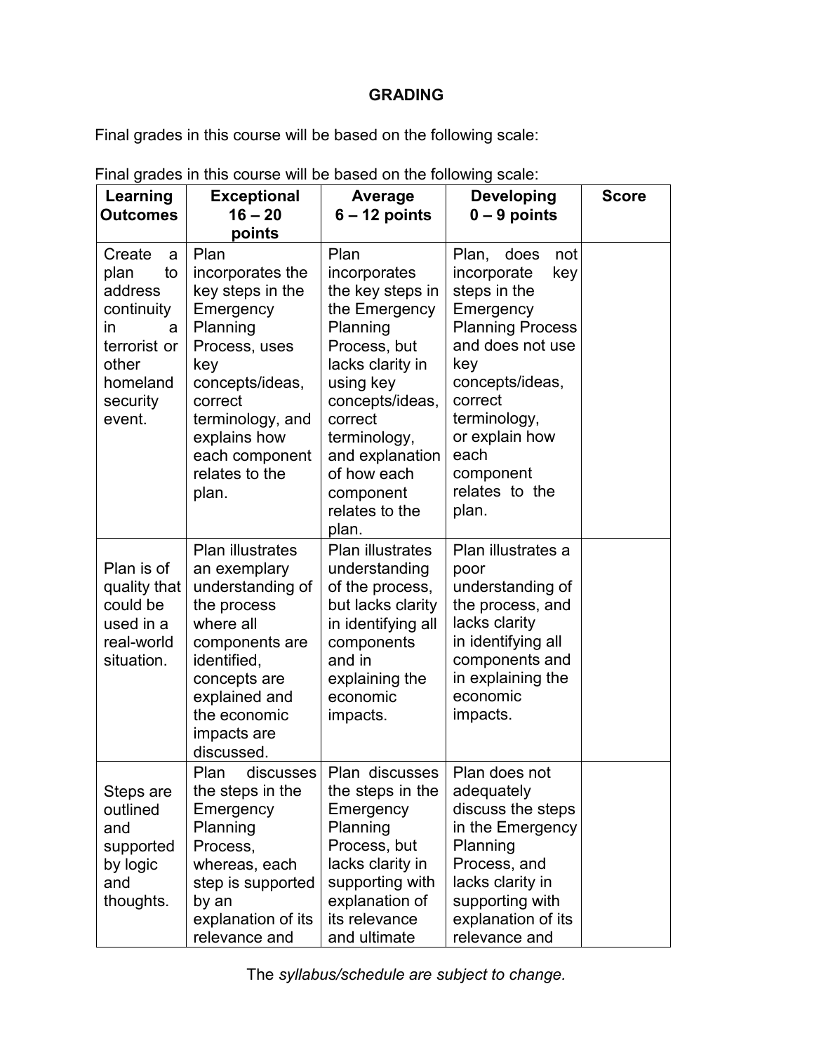**GRADING**

Final grades in this course will be based on the following scale:

Final grades in this course will be based on the following scale:

| Learning Outcomes | Exceptional 16 – 20 points | Average 6 – 12 points | Developing 0 – 9 points | Score |
|---|---|---|---|---|
| Create a plan to address continuity in a terrorist or other homeland security event. | Plan incorporates the key steps in the Emergency Planning Process, uses key concepts/ideas, correct terminology, and explains how each component relates to the plan. | Plan incorporates the key steps in the Emergency Planning Process, but lacks clarity in using key concepts/ideas, correct terminology, and explanation of how each component relates to the plan. | Plan, does not incorporate key steps in the Emergency Planning Process and does not use key concepts/ideas, correct terminology, or explain how each component relates to the plan. | |
| Plan is of quality that could be used in a real-world situation. | Plan illustrates an exemplary understanding of the process where all components are identified, concepts are explained and the economic impacts are discussed. | Plan illustrates understanding of the process, but lacks clarity in identifying all components and in explaining the economic impacts. | Plan illustrates a poor understanding of the process, and lacks clarity in identifying all components and in explaining the economic impacts. | |
| Steps are outlined and supported by logic and thoughts. | Plan discusses the steps in the Emergency Planning Process, whereas, each step is supported by an explanation of its relevance and | Plan discusses the steps in the Emergency Planning Process, but lacks clarity in supporting with explanation of its relevance and ultimate | Plan does not adequately discuss the steps in the Emergency Planning Process, and lacks clarity in supporting with explanation of its relevance and | |

The *syllabus/schedule are subject to change.*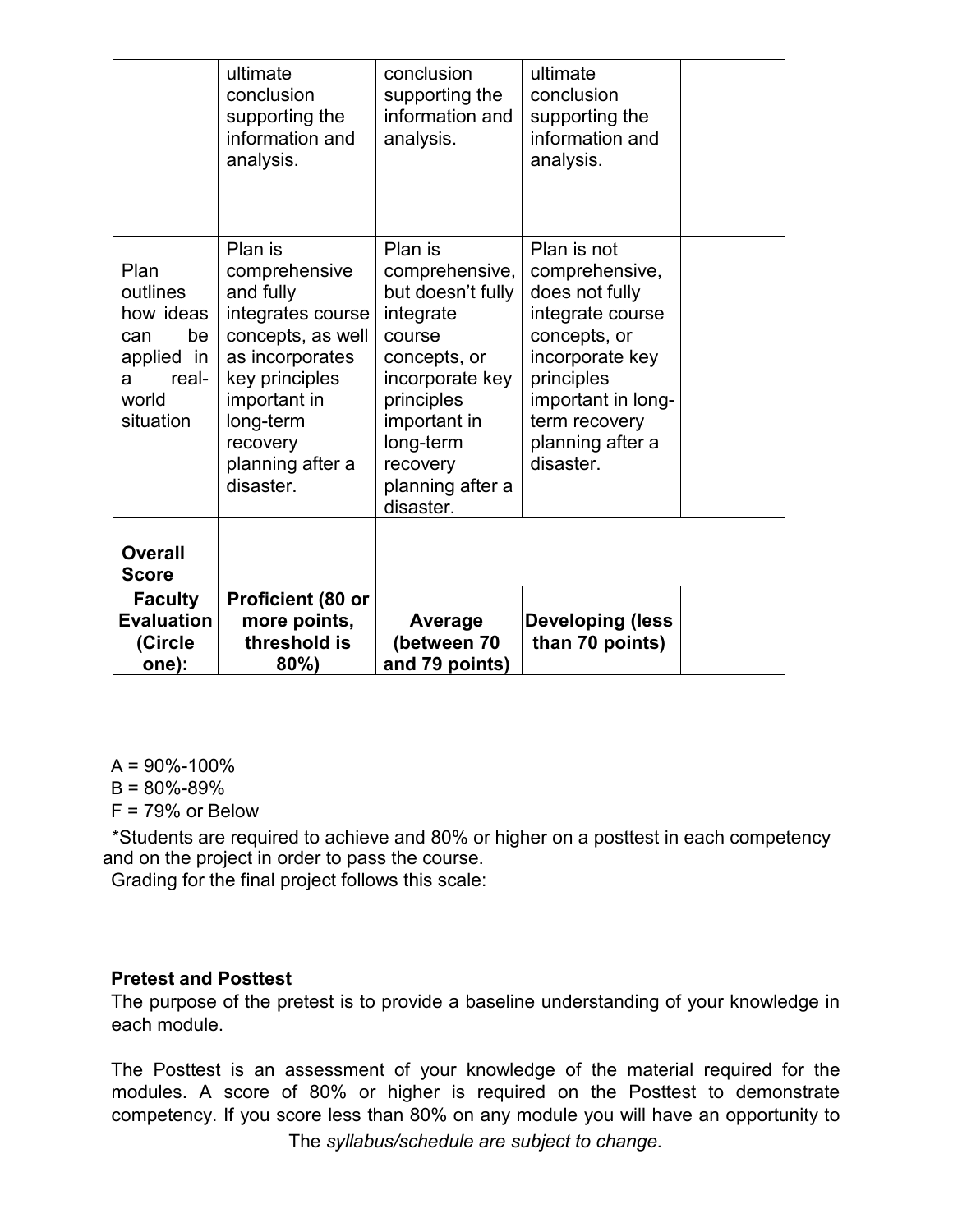| | | | | |
|---|---|---|---|---|
| | ultimate conclusion supporting the information and analysis. | conclusion supporting the information and analysis. | ultimate conclusion supporting the information and analysis. | |
| Plan outlines how ideas can be applied in a real-world situation | Plan is comprehensive and fully integrates course concepts, as well as incorporates key principles important in long-term recovery planning after a disaster. | Plan is comprehensive, but doesn't fully integrate course concepts, or incorporate key principles important in long-term recovery planning after a disaster. | Plan is not comprehensive, does not fully integrate course concepts, or incorporate key principles important in long-term recovery planning after a disaster. | |
| **Overall Score** | | | | |
| **Faculty Evaluation (Circle one):** | **Proficient (80 or more points, threshold is 80%)** | **Average (between 70 and 79 points)** | **Developing (less than 70 points)** | |

A = 90%-100%
B = 80%-89%
F = 79% or Below

*Students are required to achieve and 80% or higher on a posttest in each competency and on the project in order to pass the course.
Grading for the final project follows this scale:

**Pretest and Posttest**

The purpose of the pretest is to provide a baseline understanding of your knowledge in each module.

The Posttest is an assessment of your knowledge of the material required for the modules. A score of 80% or higher is required on the Posttest to demonstrate competency. If you score less than 80% on any module you will have an opportunity to

The *syllabus/schedule are subject to change.*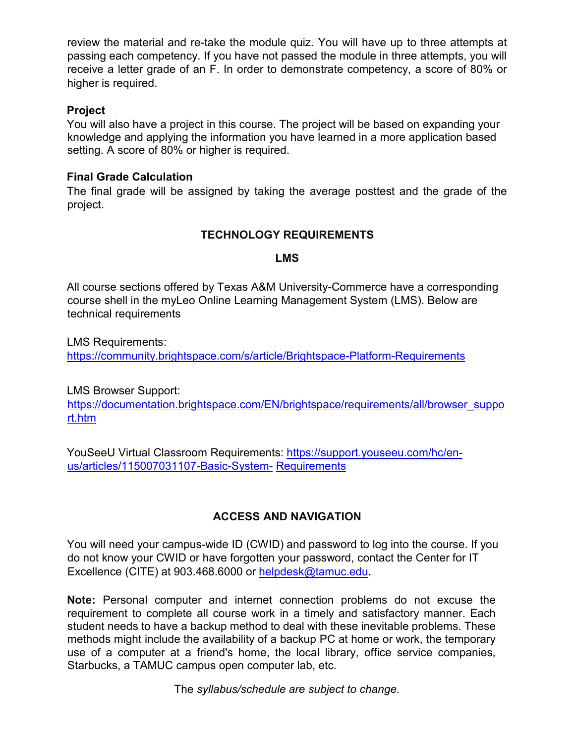review the material and re-take the module quiz. You will have up to three attempts at passing each competency. If you have not passed the module in three attempts, you will receive a letter grade of an F. In order to demonstrate competency, a score of 80% or higher is required.

### Project

You will also have a project in this course. The project will be based on expanding your knowledge and applying the information you have learned in a more application based setting. A score of 80% or higher is required.

### Final Grade Calculation

The final grade will be assigned by taking the average posttest and the grade of the project.

## TECHNOLOGY REQUIREMENTS

### LMS

All course sections offered by Texas A&M University-Commerce have a corresponding course shell in the myLeo Online Learning Management System (LMS). Below are technical requirements

LMS Requirements:
https://community.brightspace.com/s/article/Brightspace-Platform-Requirements

LMS Browser Support:
https://documentation.brightspace.com/EN/brightspace/requirements/all/browser_support.htm

YouSeeU Virtual Classroom Requirements: https://support.youseeu.com/hc/en-us/articles/115007031107-Basic-System- Requirements

## ACCESS AND NAVIGATION

You will need your campus-wide ID (CWID) and password to log into the course. If you do not know your CWID or have forgotten your password, contact the Center for IT Excellence (CITE) at 903.468.6000 or helpdesk@tamuc.edu**.**

**Note:** Personal computer and internet connection problems do not excuse the requirement to complete all course work in a timely and satisfactory manner. Each student needs to have a backup method to deal with these inevitable problems. These methods might include the availability of a backup PC at home or work, the temporary use of a computer at a friend's home, the local library, office service companies, Starbucks, a TAMUC campus open computer lab, etc.

The *syllabus/schedule are subject to change.*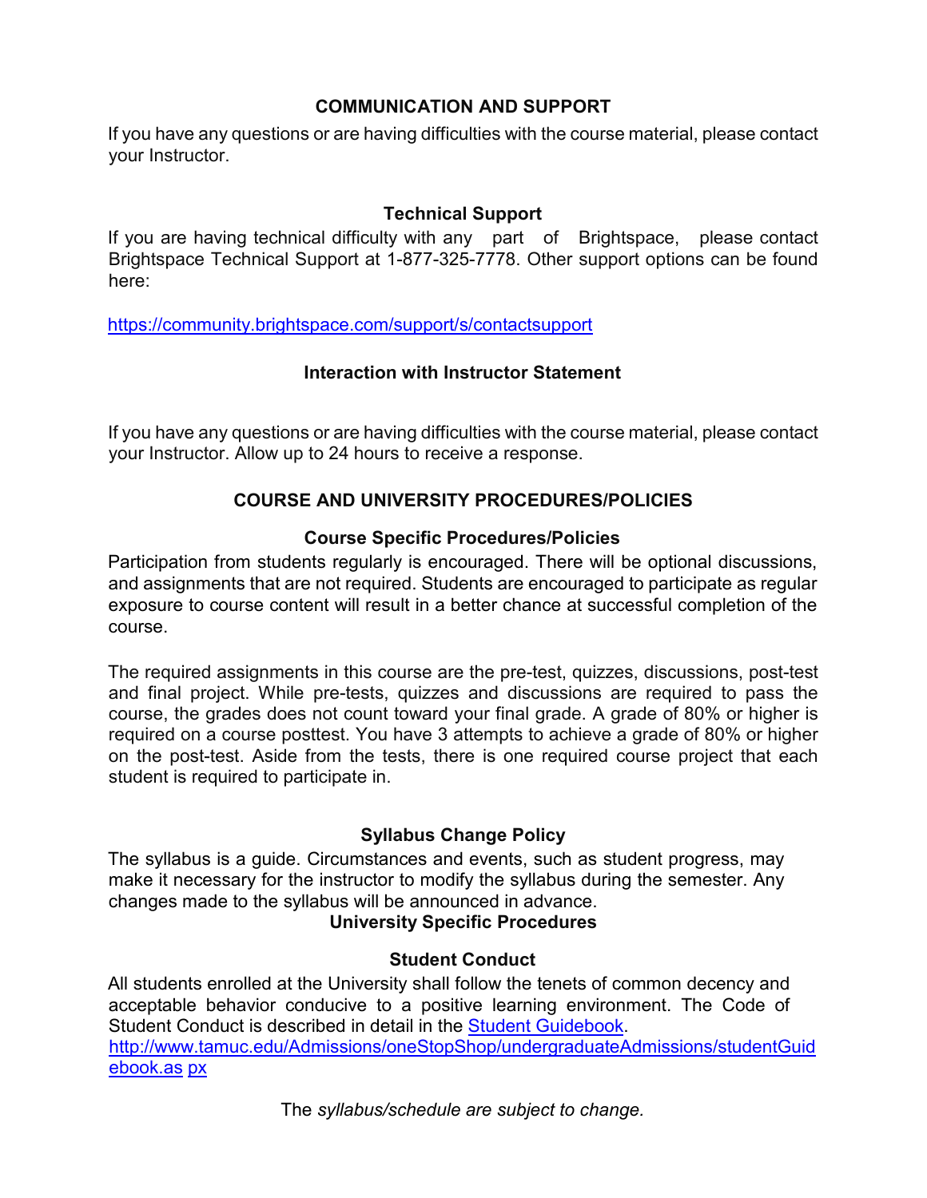## COMMUNICATION AND SUPPORT

If you have any questions or are having difficulties with the course material, please contact your Instructor.

### Technical Support

If you are having technical difficulty with any part of Brightspace, please contact Brightspace Technical Support at 1-877-325-7778. Other support options can be found here:

https://community.brightspace.com/support/s/contactsupport

### Interaction with Instructor Statement

If you have any questions or are having difficulties with the course material, please contact your Instructor. Allow up to 24 hours to receive a response.

## COURSE AND UNIVERSITY PROCEDURES/POLICIES

### Course Specific Procedures/Policies

Participation from students regularly is encouraged. There will be optional discussions, and assignments that are not required. Students are encouraged to participate as regular exposure to course content will result in a better chance at successful completion of the course.

The required assignments in this course are the pre-test, quizzes, discussions, post-test and final project. While pre-tests, quizzes and discussions are required to pass the course, the grades does not count toward your final grade. A grade of 80% or higher is required on a course posttest. You have 3 attempts to achieve a grade of 80% or higher on the post-test. Aside from the tests, there is one required course project that each student is required to participate in.

### Syllabus Change Policy

The syllabus is a guide. Circumstances and events, such as student progress, may make it necessary for the instructor to modify the syllabus during the semester. Any changes made to the syllabus will be announced in advance.

### University Specific Procedures

### Student Conduct

All students enrolled at the University shall follow the tenets of common decency and acceptable behavior conducive to a positive learning environment. The Code of Student Conduct is described in detail in the [Student Guidebook](http://www.tamuc.edu/Admissions/oneStopShop/undergraduateAdmissions/studentGuidebook.aspx).
http://www.tamuc.edu/Admissions/oneStopShop/undergraduateAdmissions/studentGuidebook.as px

The *syllabus/schedule are subject to change.*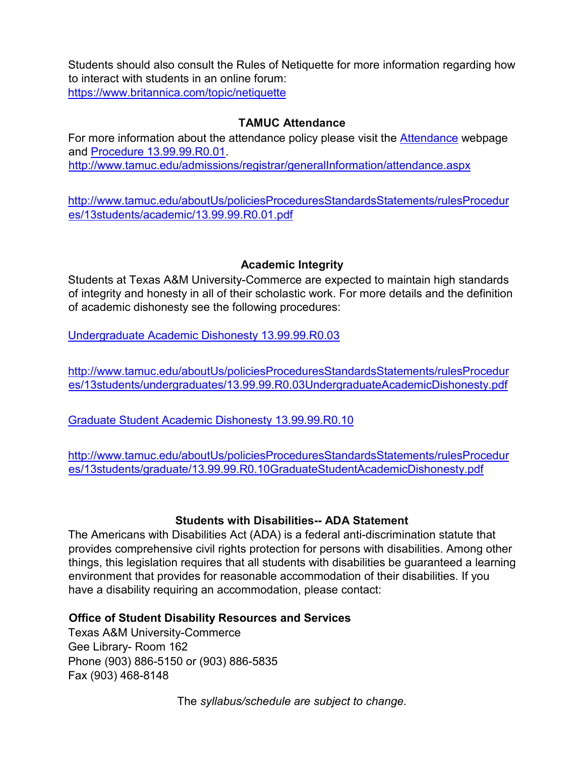Students should also consult the Rules of Netiquette for more information regarding how to interact with students in an online forum:
https://www.britannica.com/topic/netiquette

### TAMUC Attendance

For more information about the attendance policy please visit the Attendance webpage and Procedure 13.99.99.R0.01.
http://www.tamuc.edu/admissions/registrar/generalInformation/attendance.aspx

http://www.tamuc.edu/aboutUs/policiesProceduresStandardsStatements/rulesProcedures/13students/academic/13.99.99.R0.01.pdf

### Academic Integrity

Students at Texas A&M University-Commerce are expected to maintain high standards of integrity and honesty in all of their scholastic work. For more details and the definition of academic dishonesty see the following procedures:

Undergraduate Academic Dishonesty 13.99.99.R0.03

http://www.tamuc.edu/aboutUs/policiesProceduresStandardsStatements/rulesProcedures/13students/undergraduates/13.99.99.R0.03UndergraduateAcademicDishonesty.pdf

Graduate Student Academic Dishonesty 13.99.99.R0.10

http://www.tamuc.edu/aboutUs/policiesProceduresStandardsStatements/rulesProcedures/13students/graduate/13.99.99.R0.10GraduateStudentAcademicDishonesty.pdf

### Students with Disabilities-- ADA Statement

The Americans with Disabilities Act (ADA) is a federal anti-discrimination statute that provides comprehensive civil rights protection for persons with disabilities. Among other things, this legislation requires that all students with disabilities be guaranteed a learning environment that provides for reasonable accommodation of their disabilities. If you have a disability requiring an accommodation, please contact:

**Office of Student Disability Resources and Services**
Texas A&M University-Commerce
Gee Library- Room 162
Phone (903) 886-5150 or (903) 886-5835
Fax (903) 468-8148

The *syllabus/schedule are subject to change.*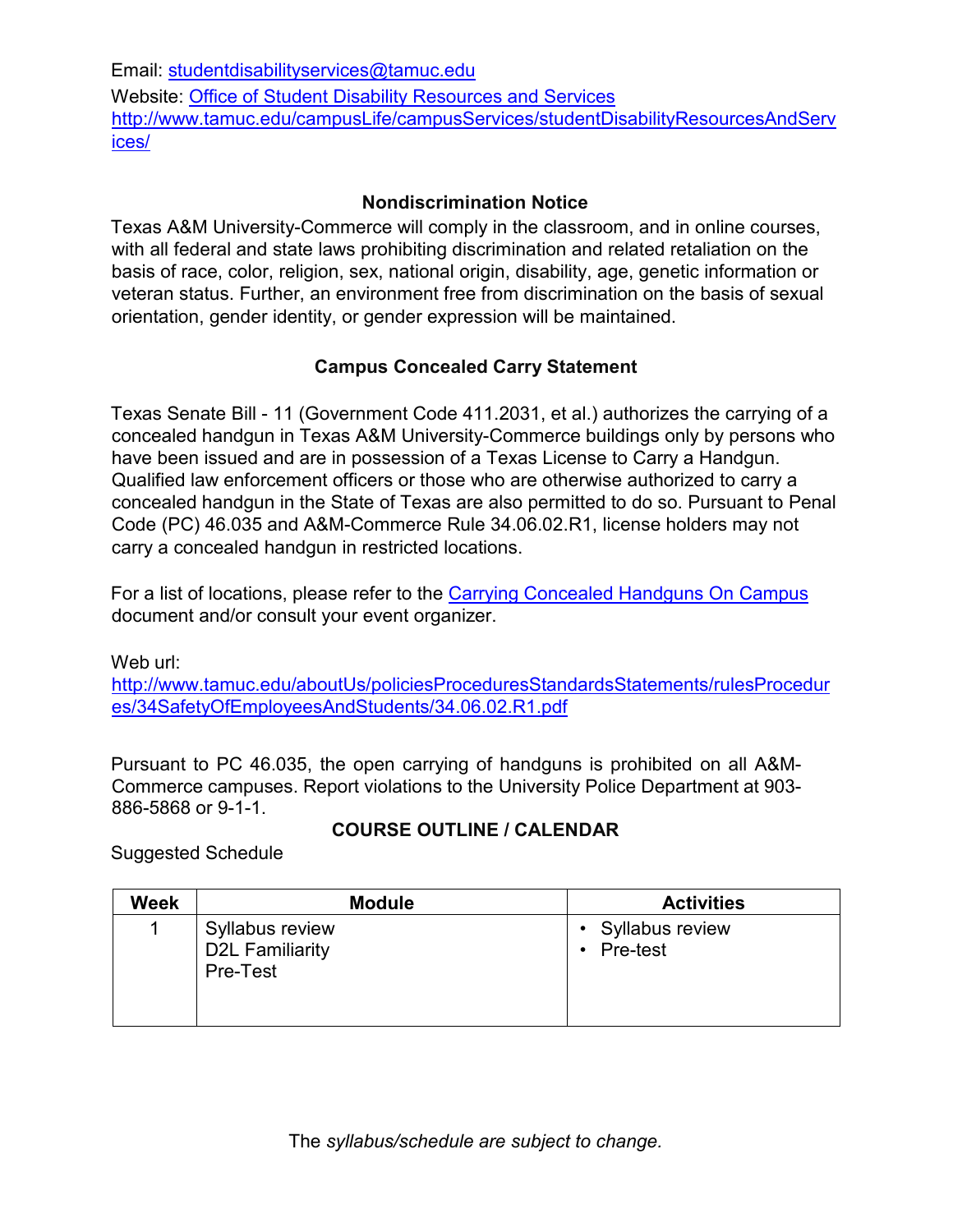Email: [studentdisabilityservices@tamuc.edu](mailto:studentdisabilityservices@tamuc.edu)

Website: [Office of Student Disability Resources and Services](http://www.tamuc.edu/campusLife/campusServices/studentDisabilityResourcesAndServices/)
[http://www.tamuc.edu/campusLife/campusServices/studentDisabilityResourcesAndServices/](http://www.tamuc.edu/campusLife/campusServices/studentDisabilityResourcesAndServices/)

### Nondiscrimination Notice

Texas A&M University-Commerce will comply in the classroom, and in online courses, with all federal and state laws prohibiting discrimination and related retaliation on the basis of race, color, religion, sex, national origin, disability, age, genetic information or veteran status. Further, an environment free from discrimination on the basis of sexual orientation, gender identity, or gender expression will be maintained.

### Campus Concealed Carry Statement

Texas Senate Bill - 11 (Government Code 411.2031, et al.) authorizes the carrying of a concealed handgun in Texas A&M University-Commerce buildings only by persons who have been issued and are in possession of a Texas License to Carry a Handgun. Qualified law enforcement officers or those who are otherwise authorized to carry a concealed handgun in the State of Texas are also permitted to do so. Pursuant to Penal Code (PC) 46.035 and A&M-Commerce Rule 34.06.02.R1, license holders may not carry a concealed handgun in restricted locations.

For a list of locations, please refer to the [Carrying Concealed Handguns On Campus](http://www.tamuc.edu/aboutUs/policiesProceduresStandardsStatements/rulesProcedures/34SafetyOfEmployeesAndStudents/34.06.02.R1.pdf) document and/or consult your event organizer.

Web url:
[http://www.tamuc.edu/aboutUs/policiesProceduresStandardsStatements/rulesProcedures/34SafetyOfEmployeesAndStudents/34.06.02.R1.pdf](http://www.tamuc.edu/aboutUs/policiesProceduresStandardsStatements/rulesProcedures/34SafetyOfEmployeesAndStudents/34.06.02.R1.pdf)

Pursuant to PC 46.035, the open carrying of handguns is prohibited on all A&M-Commerce campuses. Report violations to the University Police Department at 903-886-5868 or 9-1-1.

### COURSE OUTLINE / CALENDAR

Suggested Schedule

| Week | Module | Activities |
|---|---|---|
| 1 | Syllabus review<br>D2L Familiarity<br>Pre-Test | • Syllabus review<br>• Pre-test |

The *syllabus/schedule are subject to change.*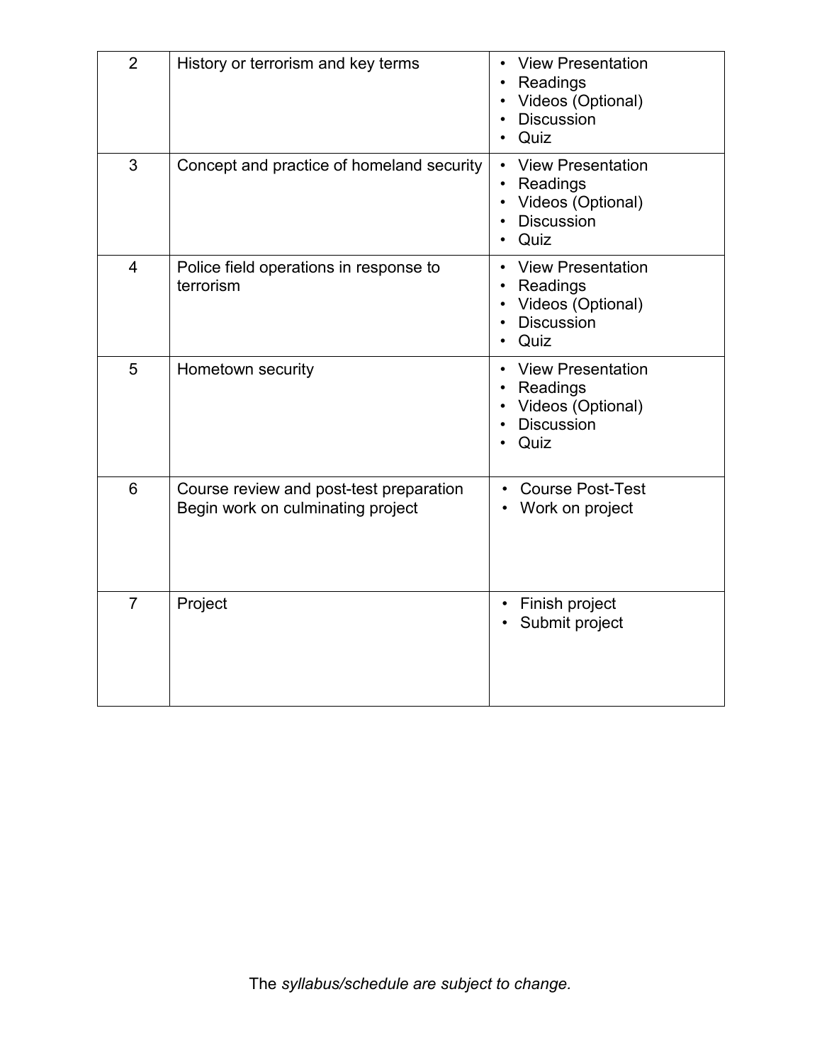| | | |
|---|---|---|
| 2 | History or terrorism and key terms | • View Presentation<br>• Readings<br>• Videos (Optional)<br>• Discussion<br>• Quiz |
| 3 | Concept and practice of homeland security | • View Presentation<br>• Readings<br>• Videos (Optional)<br>• Discussion<br>• Quiz |
| 4 | Police field operations in response to terrorism | • View Presentation<br>• Readings<br>• Videos (Optional)<br>• Discussion<br>• Quiz |
| 5 | Hometown security | • View Presentation<br>• Readings<br>• Videos (Optional)<br>• Discussion<br>• Quiz |
| 6 | Course review and post-test preparation<br>Begin work on culminating project | • Course Post-Test<br>• Work on project |
| 7 | Project | • Finish project<br>• Submit project |

The *syllabus/schedule are subject to change.*